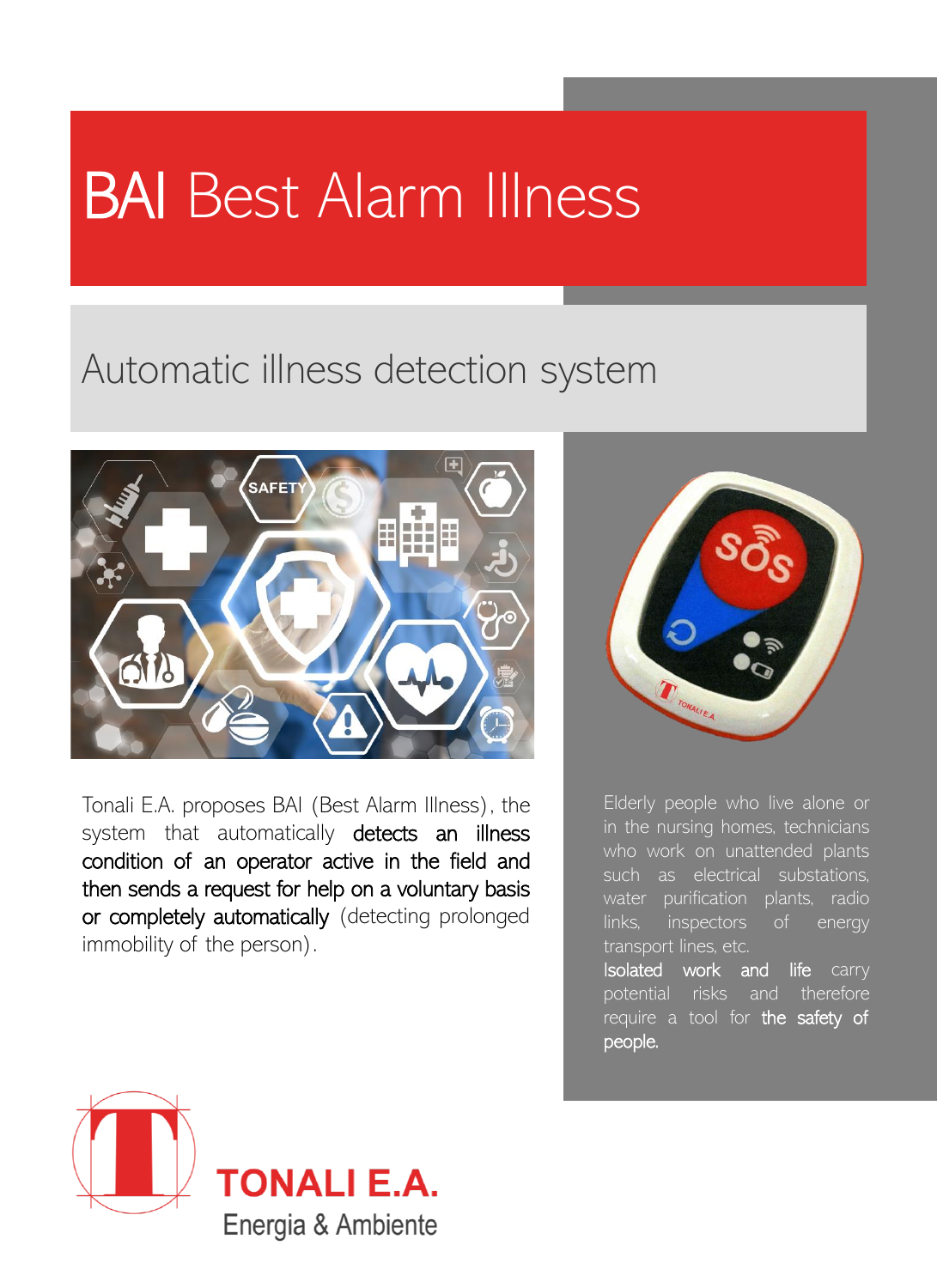# BAI Best Alarm Illness

## Automatic illness detection system

Tonali E.A. proposes BAI (Best Alarm Illness), the system that automatically **detects an illness condition of an operator active in the field and then sends a request for help on a voluntary basis or completely automatically** (detecting prolonged immobility of the person).

Elderly people who live alone or in the nursing homes, technicians who work on unattended plants such as electrical substations, water purification plants, radio links, inspectors of energy transport lines, etc.

**Isolated work and life** carry potential risks and therefore require a tool for **the safety of people.**

TONALI E.A.

Energia & Ambiente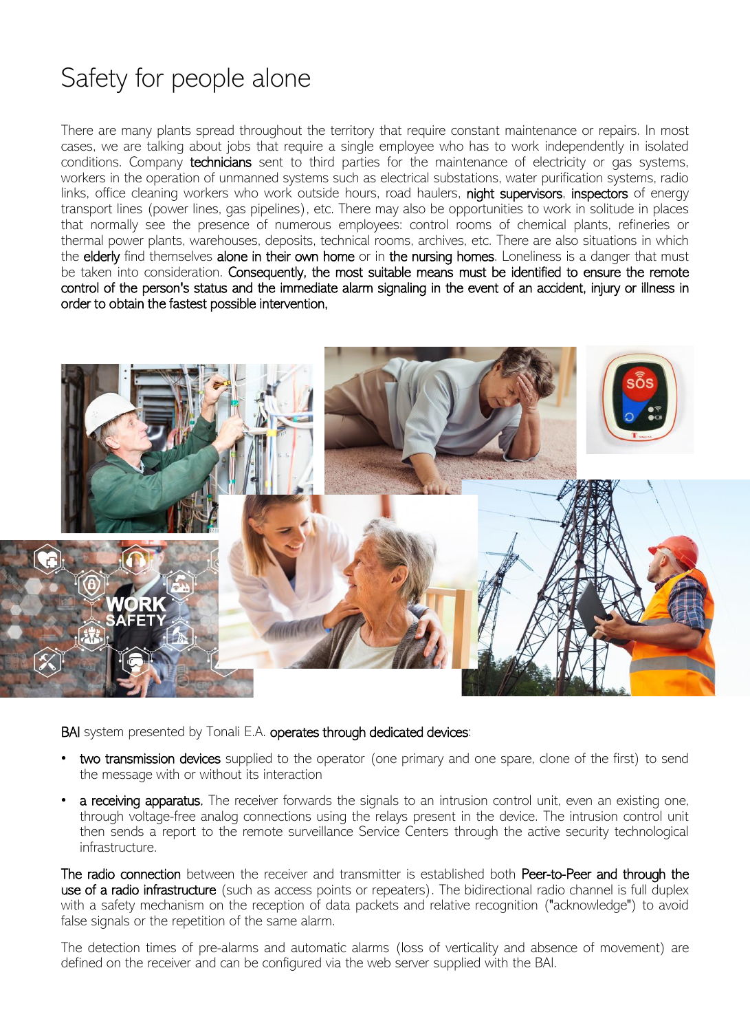# Safety for people alone

There are many plants spread throughout the territory that require constant maintenance or repairs. In most cases, we are talking about jobs that require a single employee who has to work independently in isolated conditions. Company technicians sent to third parties for the maintenance of electricity or gas systems, workers in the operation of unmanned systems such as electrical substations, water purification systems, radio links, office cleaning workers who work outside hours, road haulers, night supervisors, inspectors of energy transport lines (power lines, gas pipelines), etc. There may also be opportunities to work in solitude in places that normally see the presence of numerous employees: control rooms of chemical plants, refineries or thermal power plants, warehouses, deposits, technical rooms, archives, etc. There are also situations in which the elderly find themselves alone in their own home or in the nursing homes. Loneliness is a danger that must be taken into consideration. Consequently, the most suitable means must be identified to ensure the remote control of the person's status and the immediate alarm signaling in the event of an accident, injury or illness in order to obtain the fastest possible intervention,

BAI system presented by Tonali E.A. operates through dedicated devices:

- two transmission devices supplied to the operator (one primary and one spare, clone of the first) to send the message with or without its interaction
- a receiving apparatus. The receiver forwards the signals to an intrusion control unit, even an existing one, through voltage-free analog connections using the relays present in the device. The intrusion control unit then sends a report to the remote surveillance Service Centers through the active security technological infrastructure.

The radio connection between the receiver and transmitter is established both Peer-to-Peer and through the use of a radio infrastructure (such as access points or repeaters). The bidirectional radio channel is full duplex with a safety mechanism on the reception of data packets and relative recognition ("acknowledge") to avoid false signals or the repetition of the same alarm.

The detection times of pre-alarms and automatic alarms (loss of verticality and absence of movement) are defined on the receiver and can be configured via the web server supplied with the BAI.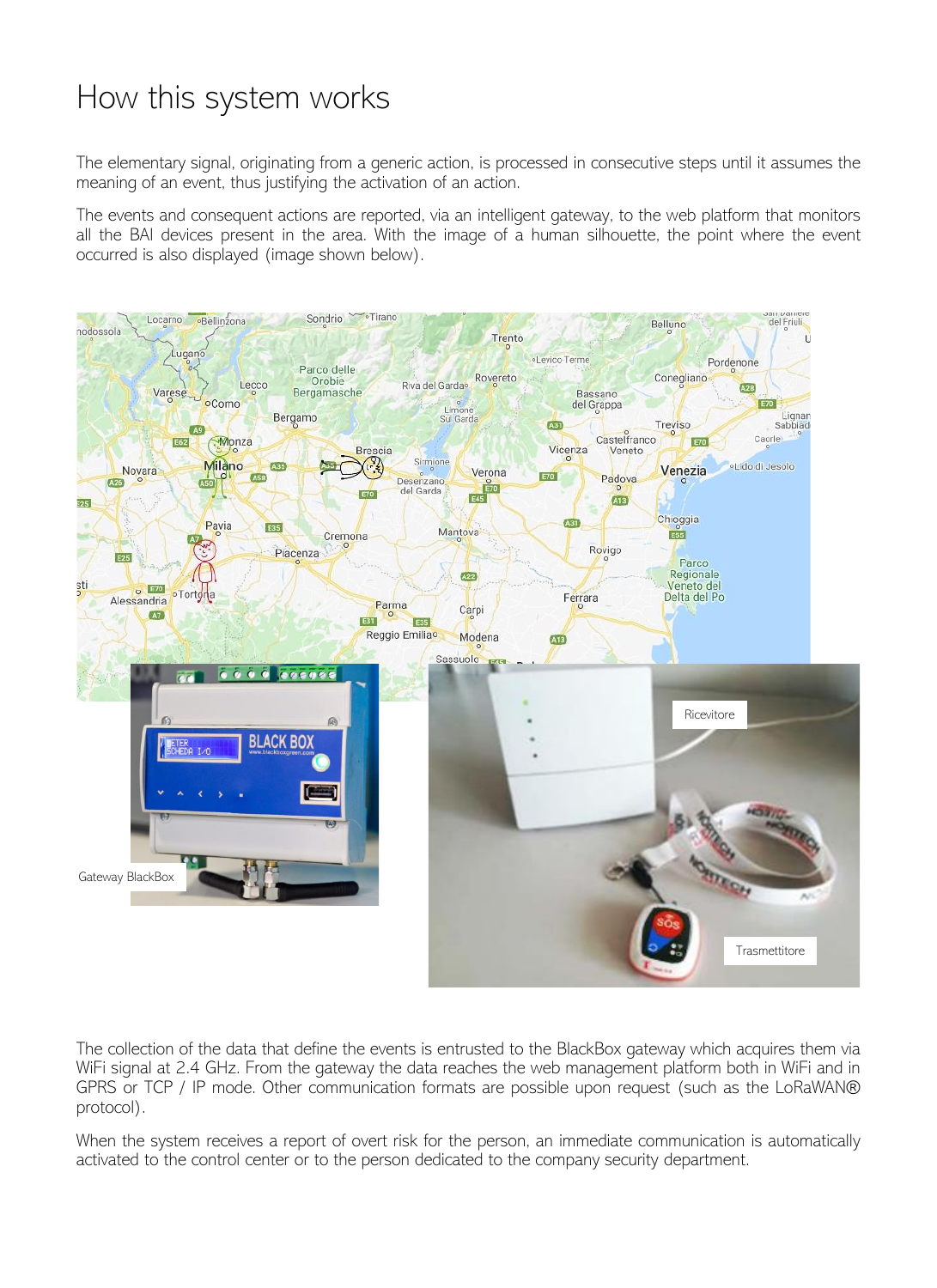# How this system works

The elementary signal, originating from a generic action, is processed in consecutive steps until it assumes the meaning of an event, thus justifying the activation of an action.

The events and consequent actions are reported, via an intelligent gateway, to the web platform that monitors all the BAI devices present in the area. With the image of a human silhouette, the point where the event occurred is also displayed (image shown below).

Gateway BlackBox

Ricevitore

Trasmettitore

The collection of the data that define the events is entrusted to the BlackBox gateway which acquires them via WiFi signal at 2.4 GHz. From the gateway the data reaches the web management platform both in WiFi and in GPRS or TCP / IP mode. Other communication formats are possible upon request (such as the LoRaWAN® protocol).

When the system receives a report of overt risk for the person, an immediate communication is automatically activated to the control center or to the person dedicated to the company security department.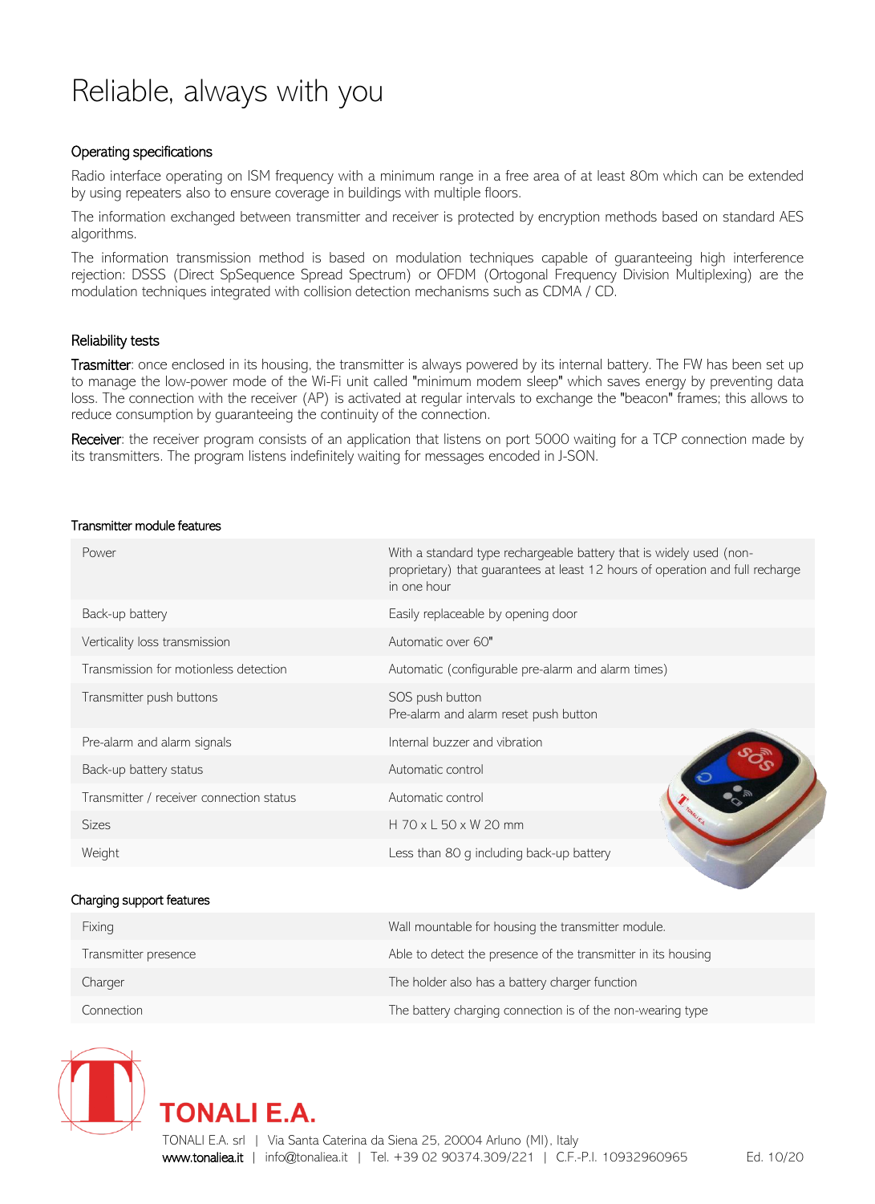# Reliable, always with you

## Operating specifications

Radio interface operating on ISM frequency with a minimum range in a free area of at least 80m which can be extended by using repeaters also to ensure coverage in buildings with multiple floors.

The information exchanged between transmitter and receiver is protected by encryption methods based on standard AES algorithms.

The information transmission method is based on modulation techniques capable of guaranteeing high interference rejection: DSSS (Direct SpSequence Spread Spectrum) or OFDM (Ortogonal Frequency Division Multiplexing) are the modulation techniques integrated with collision detection mechanisms such as CDMA / CD.

## Reliability tests

Trasmitter: once enclosed in its housing, the transmitter is always powered by its internal battery. The FW has been set up to manage the low-power mode of the Wi-Fi unit called "minimum modem sleep" which saves energy by preventing data loss. The connection with the receiver (AP) is activated at regular intervals to exchange the "beacon" frames; this allows to reduce consumption by guaranteeing the continuity of the connection.

Receiver: the receiver program consists of an application that listens on port 5000 waiting for a TCP connection made by its transmitters. The program listens indefinitely waiting for messages encoded in J-SON.

### Transmitter module features

| | |
|---|---|
| Power | With a standard type rechargeable battery that is widely used (non-proprietary) that guarantees at least 12 hours of operation and full recharge in one hour |
| Back-up battery | Easily replaceable by opening door |
| Verticality loss transmission | Automatic over 60" |
| Transmission for motionless detection | Automatic (configurable pre-alarm and alarm times) |
| Transmitter push buttons | SOS push button<br>Pre-alarm and alarm reset push button |
| Pre-alarm and alarm signals | Internal buzzer and vibration |
| Back-up battery status | Automatic control |
| Transmitter / receiver connection status | Automatic control |
| Sizes | H 70 x L 50 x W 20 mm |
| Weight | Less than 80 g including back-up battery |

### Charging support features

| | |
|---|---|
| Fixing | Wall mountable for housing the transmitter module. |
| Transmitter presence | Able to detect the presence of the transmitter in its housing |
| Charger | The holder also has a battery charger function |
| Connection | The battery charging connection is of the non-wearing type |

**TONALI E.A.**

TONALI E.A. srl | Via Santa Caterina da Siena 25, 20004 Arluno (MI), Italy
www.tonaliea.it | info@tonaliea.it | Tel. +39 02 90374.309/221 | C.F.-P.I. 10932960965 Ed. 10/20